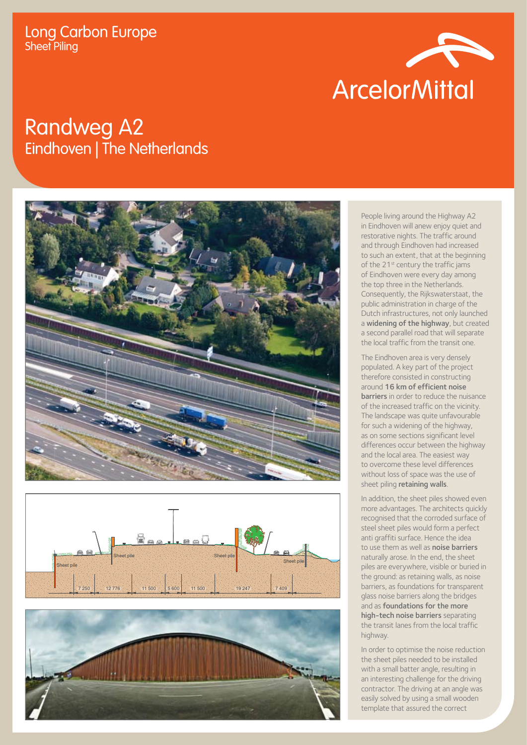Long Carbon Europe
Sheet Piling

ArcelorMittal

# Randweg A2
## Eindhoven | The Netherlands

Sheet pile
Sheet pile
Sheet pile
Sheet pile
7 250
12 776
11 500
5 600
11 500
19 247
7 409

People living around the Highway A2 in Eindhoven will anew enjoy quiet and restorative nights. The traffic around and through Eindhoven had increased to such an extent, that at the beginning of the 21st century the traffic jams of Eindhoven were every day among the top three in the Netherlands. Consequently, the Rijkswaterstaat, the public administration in charge of the Dutch infrastructures, not only launched a **widening of the highway**, but created a second parallel road that will separate the local traffic from the transit one.

The Eindhoven area is very densely populated. A key part of the project therefore consisted in constructing around **16 km of efficient noise barriers** in order to reduce the nuisance of the increased traffic on the vicinity. The landscape was quite unfavourable for such a widening of the highway, as on some sections significant level differences occur between the highway and the local area. The easiest way to overcome these level differences without loss of space was the use of sheet piling **retaining walls**.

In addition, the sheet piles showed even more advantages. The architects quickly recognised that the corroded surface of steel sheet piles would form a perfect anti graffiti surface. Hence the idea to use them as well as **noise barriers** naturally arose. In the end, the sheet piles are everywhere, visible or buried in the ground: as retaining walls, as noise barriers, as foundations for transparent glass noise barriers along the bridges and as **foundations for the more high-tech noise barriers** separating the transit lanes from the local traffic highway.

In order to optimise the noise reduction the sheet piles needed to be installed with a small batter angle, resulting in an interesting challenge for the driving contractor. The driving at an angle was easily solved by using a small wooden template that assured the correct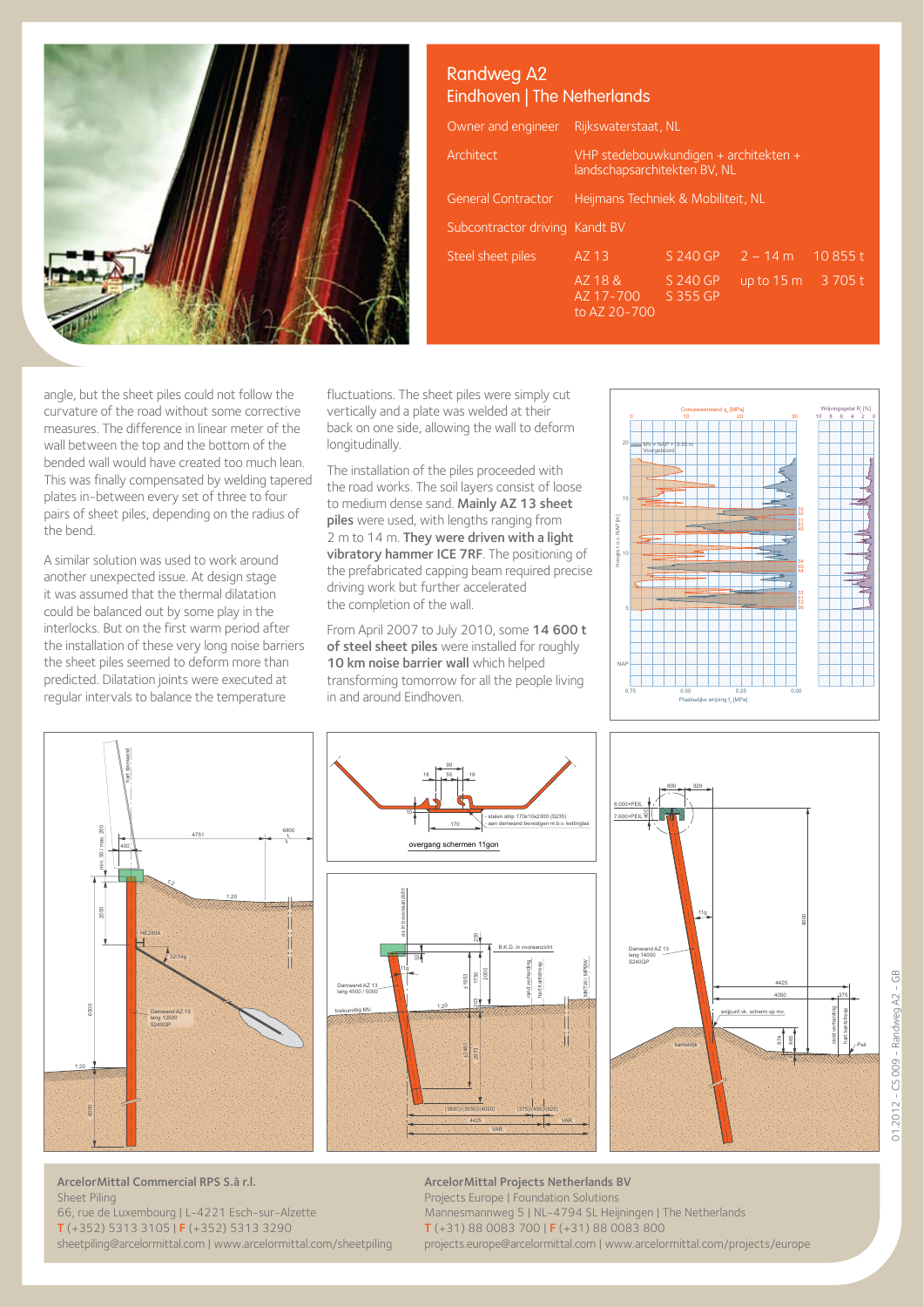# Randweg A2
## Eindhoven | The Netherlands

| | | | | |
|---|---|---|---|---|
| Owner and engineer | Rijkswaterstaat, NL | | | |
| Architect | VHP stedebouwkundigen + architekten + landschapsarchitekten BV, NL | | | |
| General Contractor | Heijmans Techniek & Mobiliteit, NL | | | |
| Subcontractor driving | Kandt BV | | | |
| Steel sheet piles | AZ 13 | S 240 GP | 2 – 14 m | 10 855 t |
| | AZ 18 & AZ 17-700 to AZ 20-700 | S 240 GP S 355 GP | up to 15 m | 3 705 t |

angle, but the sheet piles could not follow the curvature of the road without some corrective measures. The difference in linear meter of the wall between the top and the bottom of the bended wall would have created too much lean. This was finally compensated by welding tapered plates in-between every set of three to four pairs of sheet piles, depending on the radius of the bend.

A similar solution was used to work around another unexpected issue. At design stage it was assumed that the thermal dilatation could be balanced out by some play in the interlocks. But on the first warm period after the installation of these very long noise barriers the sheet piles seemed to deform more than predicted. Dilatation joints were executed at regular intervals to balance the temperature fluctuations. The sheet piles were simply cut vertically and a plate was welded at their back on one side, allowing the wall to deform longitudinally.

The installation of the piles proceeded with the road works. The soil layers consist of loose to medium dense sand. **Mainly AZ 13 sheet piles** were used, with lengths ranging from 2 m to 14 m. **They were driven with a light vibratory hammer ICE 7RF**. The positioning of the prefabricated capping beam required precise driving work but further accelerated the completion of the wall.

From April 2007 to July 2010, some **14 600 t of steel sheet piles** were installed for roughly **10 km noise barrier wall** which helped transforming tomorrow for all the people living in and around Eindhoven.

Conusweerstand $q_c$ [MPa]
Wrijvingsgetal $R_f$ [%]
Hoogte t.o.v. NAP [m]
Plaatselijke wrijving $f_s$ [MPa]

overgang schermen 11gon

**ArcelorMittal Commercial RPS S.à r.l.**
Sheet Piling
66, rue de Luxembourg | L-4221 Esch-sur-Alzette
T (+352) 5313 3105 | F (+352) 5313 3290
sheetpiling@arcelormittal.com | www.arcelormittal.com/sheetpiling

**ArcelorMittal Projects Netherlands BV**
Projects Europe | Foundation Solutions
Mannesmannweg 5 | NL-4794 SL Heijningen | The Netherlands
T (+31) 88 0083 700 | F (+31) 88 0083 800
projects.europe@arcelormittal.com | www.arcelormittal.com/projects/europe

01.2012 - CS 009 - Randweg A2 - GB